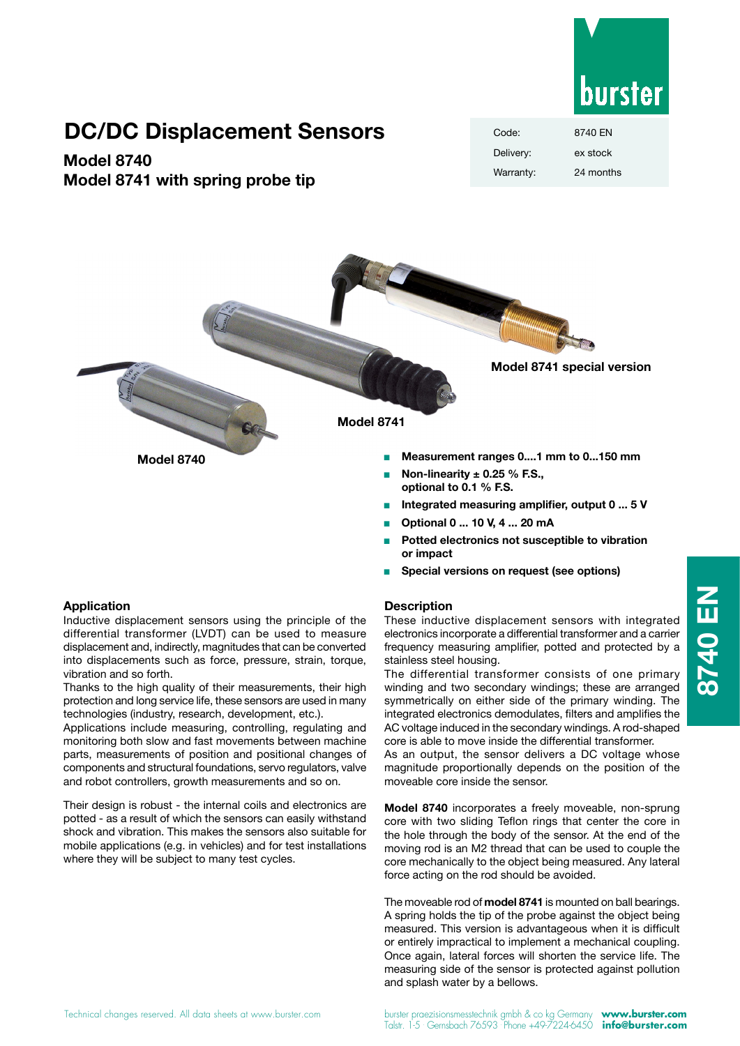# DC/DC Displacement Sensors

## Model 8740
## Model 8741 with spring probe tip

| Code: | 8740 EN |
| --- | --- |
| Delivery: | ex stock |
| Warranty: | 24 months |

Model 8741 special version

Model 8741

Model 8740

- **Measurement ranges 0....1 mm to 0...150 mm**
- **Non-linearity ± 0.25 % F.S., optional to 0.1 % F.S.**
- **Integrated measuring amplifier, output 0 ... 5 V**
- **Optional 0 ... 10 V, 4 ... 20 mA**
- **Potted electronics not susceptible to vibration or impact**
- **Special versions on request (see options)**

### Application

Inductive displacement sensors using the principle of the differential transformer (LVDT) can be used to measure displacement and, indirectly, magnitudes that can be converted into displacements such as force, pressure, strain, torque, vibration and so forth.

Thanks to the high quality of their measurements, their high protection and long service life, these sensors are used in many technologies (industry, research, development, etc.).

Applications include measuring, controlling, regulating and monitoring both slow and fast movements between machine parts, measurements of position and positional changes of components and structural foundations, servo regulators, valve and robot controllers, growth measurements and so on.

Their design is robust - the internal coils and electronics are potted - as a result of which the sensors can easily withstand shock and vibration. This makes the sensors also suitable for mobile applications (e.g. in vehicles) and for test installations where they will be subject to many test cycles.

### Description

These inductive displacement sensors with integrated electronics incorporate a differential transformer and a carrier frequency measuring amplifier, potted and protected by a stainless steel housing.

The differential transformer consists of one primary winding and two secondary windings; these are arranged symmetrically on either side of the primary winding. The integrated electronics demodulates, filters and amplifies the AC voltage induced in the secondary windings. A rod-shaped core is able to move inside the differential transformer.

As an output, the sensor delivers a DC voltage whose magnitude proportionally depends on the position of the moveable core inside the sensor.

**Model 8740** incorporates a freely moveable, non-sprung core with two sliding Teflon rings that center the core in the hole through the body of the sensor. At the end of the moving rod is an M2 thread that can be used to couple the core mechanically to the object being measured. Any lateral force acting on the rod should be avoided.

The moveable rod of **model 8741** is mounted on ball bearings. A spring holds the tip of the probe against the object being measured. This version is advantageous when it is difficult or entirely impractical to implement a mechanical coupling. Once again, lateral forces will shorten the service life. The measuring side of the sensor is protected against pollution and splash water by a bellows.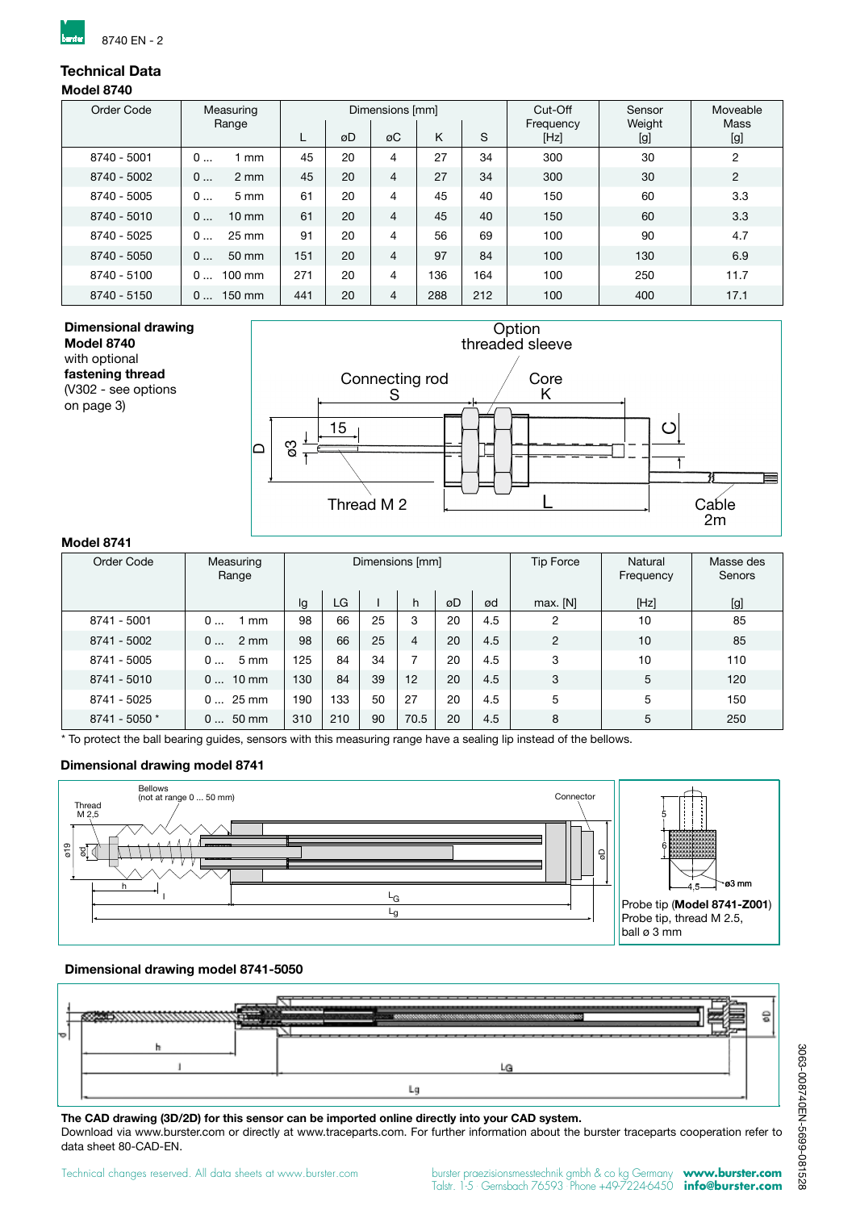## Technical Data

### Model 8740

| Order Code | Measuring Range | Dimensions [mm] | | | | | Cut-Off Frequency [Hz] | Sensor Weight [g] | Moveable Mass [g] |
|---|---|---|---|---|---|---|---|---|---|
| | | L | øD | øC | K | S | | | |
| 8740 - 5001 | 0 ... 1 mm | 45 | 20 | 4 | 27 | 34 | 300 | 30 | 2 |
| 8740 - 5002 | 0 ... 2 mm | 45 | 20 | 4 | 27 | 34 | 300 | 30 | 2 |
| 8740 - 5005 | 0 ... 5 mm | 61 | 20 | 4 | 45 | 40 | 150 | 60 | 3.3 |
| 8740 - 5010 | 0 ... 10 mm | 61 | 20 | 4 | 45 | 40 | 150 | 60 | 3.3 |
| 8740 - 5025 | 0 ... 25 mm | 91 | 20 | 4 | 56 | 69 | 100 | 90 | 4.7 |
| 8740 - 5050 | 0 ... 50 mm | 151 | 20 | 4 | 97 | 84 | 100 | 130 | 6.9 |
| 8740 - 5100 | 0 ... 100 mm | 271 | 20 | 4 | 136 | 164 | 100 | 250 | 11.7 |
| 8740 - 5150 | 0 ... 150 mm | 441 | 20 | 4 | 288 | 212 | 100 | 400 | 17.1 |

**Dimensional drawing**
**Model 8740**
with optional
**fastening thread**
(V302 - see options on page 3)

### Model 8741

| Order Code | Measuring Range | Dimensions [mm] | | | | | | Tip Force | Natural Frequency | Masse des Senors |
|---|---|---|---|---|---|---|---|---|---|---|
| | | lg | LG | l | h | øD | ød | max. [N] | [Hz] | [g] |
| 8741 - 5001 | 0 ... 1 mm | 98 | 66 | 25 | 3 | 20 | 4.5 | 2 | 10 | 85 |
| 8741 - 5002 | 0 ... 2 mm | 98 | 66 | 25 | 4 | 20 | 4.5 | 2 | 10 | 85 |
| 8741 - 5005 | 0 ... 5 mm | 125 | 84 | 34 | 7 | 20 | 4.5 | 3 | 10 | 110 |
| 8741 - 5010 | 0 ... 10 mm | 130 | 84 | 39 | 12 | 20 | 4.5 | 3 | 5 | 120 |
| 8741 - 5025 | 0 ... 25 mm | 190 | 133 | 50 | 27 | 20 | 4.5 | 5 | 5 | 150 |
| 8741 - 5050 * | 0 ... 50 mm | 310 | 210 | 90 | 70.5 | 20 | 4.5 | 8 | 5 | 250 |

\* To protect the ball bearing guides, sensors with this measuring range have a sealing lip instead of the bellows.

**Dimensional drawing model 8741**

Probe tip (**Model 8741-Z001**)
Probe tip, thread M 2.5,
ball ø 3 mm

**Dimensional drawing model 8741-5050**

**The CAD drawing (3D/2D) for this sensor can be imported online directly into your CAD system.**
Download via www.burster.com or directly at www.traceparts.com. For further information about the burster traceparts cooperation refer to data sheet 80-CAD-EN.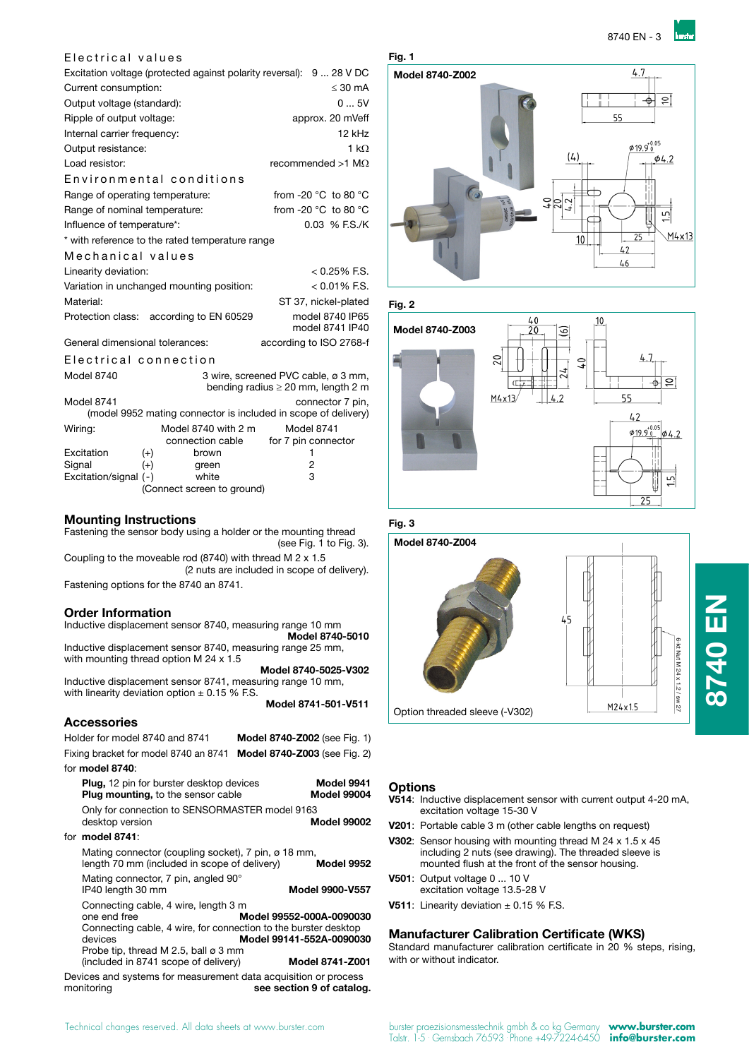## Electrical values

| | |
|---|---|
| Excitation voltage (protected against polarity reversal): | 9 ... 28 V DC |
| Current consumption: | ≤ 30 mA |
| Output voltage (standard): | 0 ... 5V |
| Ripple of output voltage: | approx. 20 mVeff |
| Internal carrier frequency: | 12 kHz |
| Output resistance: | 1 kΩ |
| Load resistor: | recommended >1 MΩ |

## Environmental conditions

| | |
|---|---|
| Range of operating temperature: | from -20 °C to 80 °C |
| Range of nominal temperature: | from -20 °C to 80 °C |
| Influence of temperature*: | 0.03 % F.S./K |

* with reference to the rated temperature range

## Mechanical values

| | |
|---|---|
| Linearity deviation: | < 0.25% F.S. |
| Variation in unchanged mounting position: | < 0.01% F.S. |
| Material: | ST 37, nickel-plated |
| Protection class: according to EN 60529 | model 8740 IP65<br>model 8741 IP40 |
| General dimensional tolerances: | according to ISO 2768-f |

## Electrical connection

Model 8740: 3 wire, screened PVC cable, ø 3 mm, bending radius ≥ 20 mm, length 2 m

Model 8741: connector 7 pin, (model 9952 mating connector is included in scope of delivery)

| Wiring: | | Model 8740 with 2 m connection cable | Model 8741 for 7 pin connector |
|---|---|---|---|
| Excitation | (+) | brown | 1 |
| Signal | (+) | green | 2 |
| Excitation/signal | (-) | white | 3 |

(Connect screen to ground)

## Mounting Instructions

Fastening the sensor body using a holder or the mounting thread (see Fig. 1 to Fig. 3).

Coupling to the moveable rod (8740) with thread M 2 x 1.5 (2 nuts are included in scope of delivery).

Fastening options for the 8740 an 8741.

## Order Information

Inductive displacement sensor 8740, measuring range 10 mm **Model 8740-5010**

Inductive displacement sensor 8740, measuring range 25 mm, with mounting thread option M 24 x 1.5 **Model 8740-5025-V302**

Inductive displacement sensor 8741, measuring range 10 mm, with linearity deviation option ± 0.15 % F.S. **Model 8741-501-V511**

## Accessories

Holder for model 8740 and 8741 **Model 8740-Z002** (see Fig. 1)

Fixing bracket for model 8740 an 8741 **Model 8740-Z003** (see Fig. 2)

for **model 8740**:

- **Plug,** 12 pin for burster desktop devices **Model 9941**
- **Plug mounting,** to the sensor cable **Model 99004**
- Only for connection to SENSORMASTER model 9163 desktop version **Model 99002**

for **model 8741**:

- Mating connector (coupling socket), 7 pin, ø 18 mm, length 70 mm (included in scope of delivery) **Model 9952**
- Mating connector, 7 pin, angled 90° IP40 length 30 mm **Model 9900-V557**
- Connecting cable, 4 wire, length 3 m one end free **Model 99552-000A-0090030**
- Connecting cable, 4 wire, for connection to the burster desktop devices **Model 99141-552A-0090030**
- Probe tip, thread M 2.5, ball ø 3 mm (included in 8741 scope of delivery) **Model 8741-Z001**

Devices and systems for measurement data acquisition or process monitoring **see section 9 of catalog.**

Fig. 1

Model 8740-Z002

Fig. 2

Model 8740-Z003

Fig. 3

Model 8740-Z004

Option threaded sleeve (-V302)

## Options

**V514**: Inductive displacement sensor with current output 4-20 mA, excitation voltage 15-30 V

**V201**: Portable cable 3 m (other cable lengths on request)

**V302**: Sensor housing with mounting thread M 24 x 1.5 x 45 including 2 nuts (see drawing). The threaded sleeve is mounted flush at the front of the sensor housing.

**V501**: Output voltage 0 ... 10 V excitation voltage 13.5-28 V

**V511**: Linearity deviation ± 0.15 % F.S.

## Manufacturer Calibration Certificate (WKS)

Standard manufacturer calibration certificate in 20 % steps, rising, with or without indicator.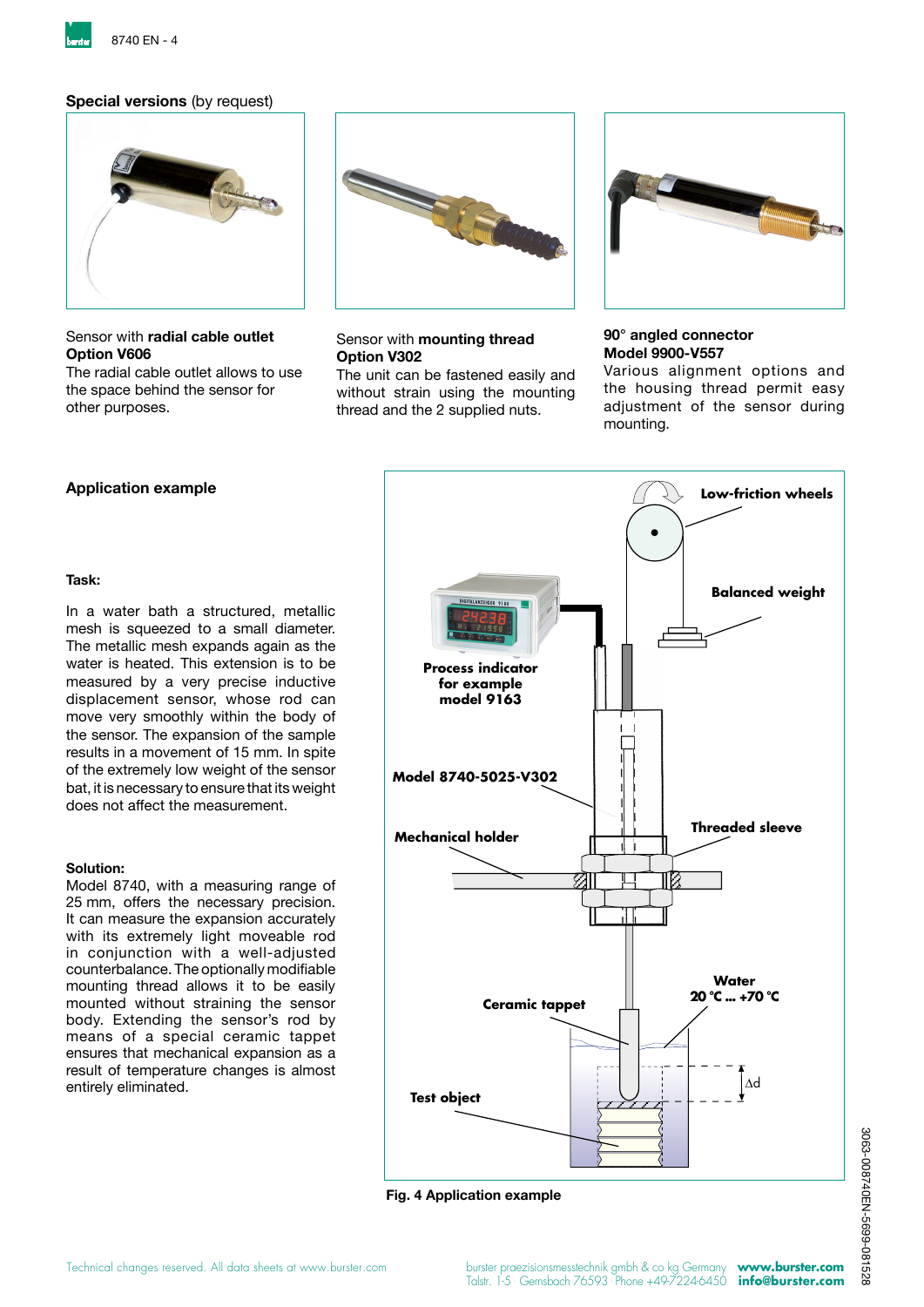## Special versions (by request)

Sensor with **radial cable outlet**
**Option V606**
The radial cable outlet allows to use the space behind the sensor for other purposes.

Sensor with **mounting thread**
**Option V302**
The unit can be fastened easily and without strain using the mounting thread and the 2 supplied nuts.

**90° angled connector**
**Model 9900-V557**
Various alignment options and the housing thread permit easy adjustment of the sensor during mounting.

## Application example

**Task:**

In a water bath a structured, metallic mesh is squeezed to a small diameter. The metallic mesh expands again as the water is heated. This extension is to be measured by a very precise inductive displacement sensor, whose rod can move very smoothly within the body of the sensor. The expansion of the sample results in a movement of 15 mm. In spite of the extremely low weight of the sensor bat, it is necessary to ensure that its weight does not affect the measurement.

**Solution:**
Model 8740, with a measuring range of 25 mm, offers the necessary precision. It can measure the expansion accurately with its extremely light moveable rod in conjunction with a well-adjusted counterbalance. The optionally modifiable mounting thread allows it to be easily mounted without straining the sensor body. Extending the sensor's rod by means of a special ceramic tappet ensures that mechanical expansion as a result of temperature changes is almost entirely eliminated.

Low-friction wheels
Balanced weight
Process indicator for example model 9163
Model 8740-5025-V302
Mechanical holder
Threaded sleeve
Water 20 °C ... +70 °C
Ceramic tappet
Δd
Test object

Fig. 4 Application example

Technical changes reserved. All data sheets at www.burster.com

burster praezisionsmesstechnik gmbh & co kg Germany
Talstr. 1-5 Gernsbach 76593 Phone +49-7224-6450
www.burster.com
info@burster.com

3063-008740EN-5699-081528